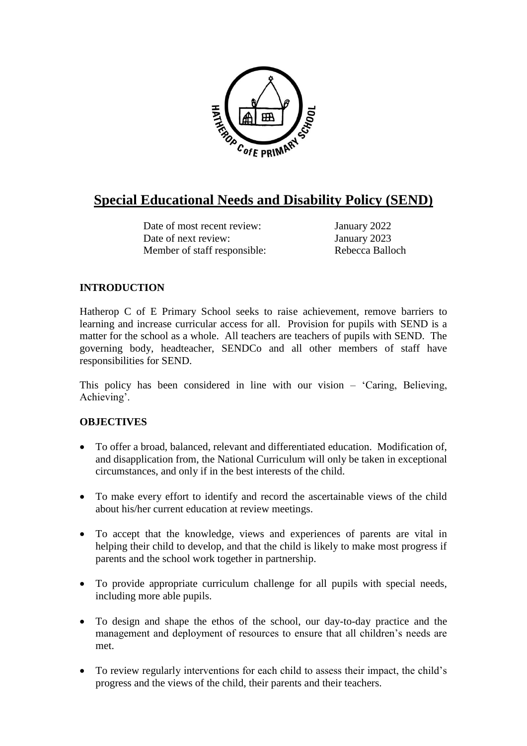# Special Educational Needs and Disability Policy (SEND)

| | |
|---|---|
| Date of most recent review: | January 2022 |
| Date of next review: | January 2023 |
| Member of staff responsible: | Rebecca Balloch |

## INTRODUCTION

Hatherop C of E Primary School seeks to raise achievement, remove barriers to learning and increase curricular access for all. Provision for pupils with SEND is a matter for the school as a whole. All teachers are teachers of pupils with SEND. The governing body, headteacher, SENDCo and all other members of staff have responsibilities for SEND.

This policy has been considered in line with our vision – 'Caring, Believing, Achieving'.

## OBJECTIVES

- To offer a broad, balanced, relevant and differentiated education. Modification of, and disapplication from, the National Curriculum will only be taken in exceptional circumstances, and only if in the best interests of the child.
- To make every effort to identify and record the ascertainable views of the child about his/her current education at review meetings.
- To accept that the knowledge, views and experiences of parents are vital in helping their child to develop, and that the child is likely to make most progress if parents and the school work together in partnership.
- To provide appropriate curriculum challenge for all pupils with special needs, including more able pupils.
- To design and shape the ethos of the school, our day-to-day practice and the management and deployment of resources to ensure that all children's needs are met.
- To review regularly interventions for each child to assess their impact, the child's progress and the views of the child, their parents and their teachers.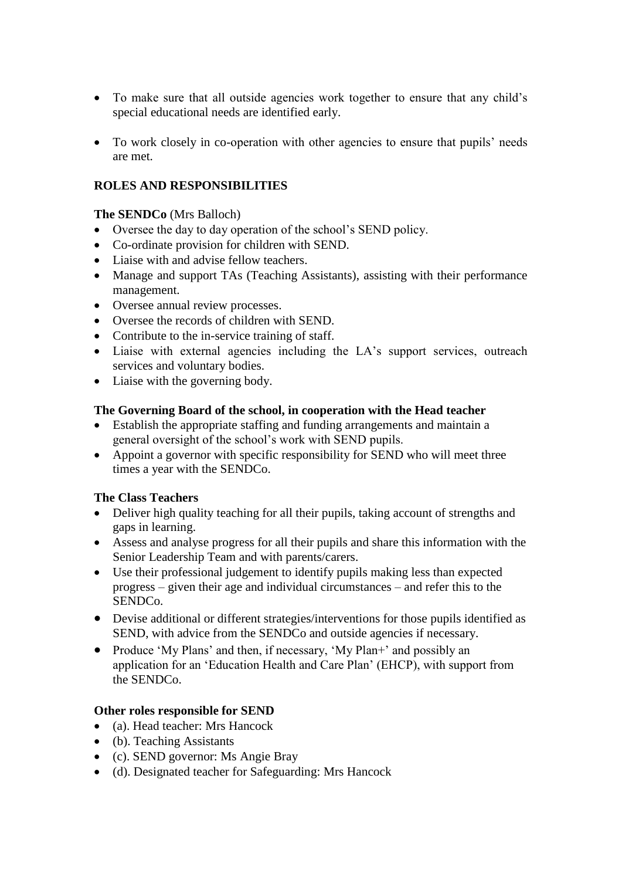- To make sure that all outside agencies work together to ensure that any child's special educational needs are identified early.

- To work closely in co-operation with other agencies to ensure that pupils' needs are met.

## ROLES AND RESPONSIBILITIES

**The SENDCo** (Mrs Balloch)

- Oversee the day to day operation of the school's SEND policy.
- Co-ordinate provision for children with SEND.
- Liaise with and advise fellow teachers.
- Manage and support TAs (Teaching Assistants), assisting with their performance management.
- Oversee annual review processes.
- Oversee the records of children with SEND.
- Contribute to the in-service training of staff.
- Liaise with external agencies including the LA's support services, outreach services and voluntary bodies.
- Liaise with the governing body.

**The Governing Board of the school, in cooperation with the Head teacher**

- Establish the appropriate staffing and funding arrangements and maintain a general oversight of the school's work with SEND pupils.
- Appoint a governor with specific responsibility for SEND who will meet three times a year with the SENDCo.

**The Class Teachers**

- Deliver high quality teaching for all their pupils, taking account of strengths and gaps in learning.
- Assess and analyse progress for all their pupils and share this information with the Senior Leadership Team and with parents/carers.
- Use their professional judgement to identify pupils making less than expected progress – given their age and individual circumstances – and refer this to the SENDCo.
- Devise additional or different strategies/interventions for those pupils identified as SEND, with advice from the SENDCo and outside agencies if necessary.
- Produce 'My Plans' and then, if necessary, 'My Plan+' and possibly an application for an 'Education Health and Care Plan' (EHCP), with support from the SENDCo.

**Other roles responsible for SEND**

- (a). Head teacher: Mrs Hancock
- (b). Teaching Assistants
- (c). SEND governor: Ms Angie Bray
- (d). Designated teacher for Safeguarding: Mrs Hancock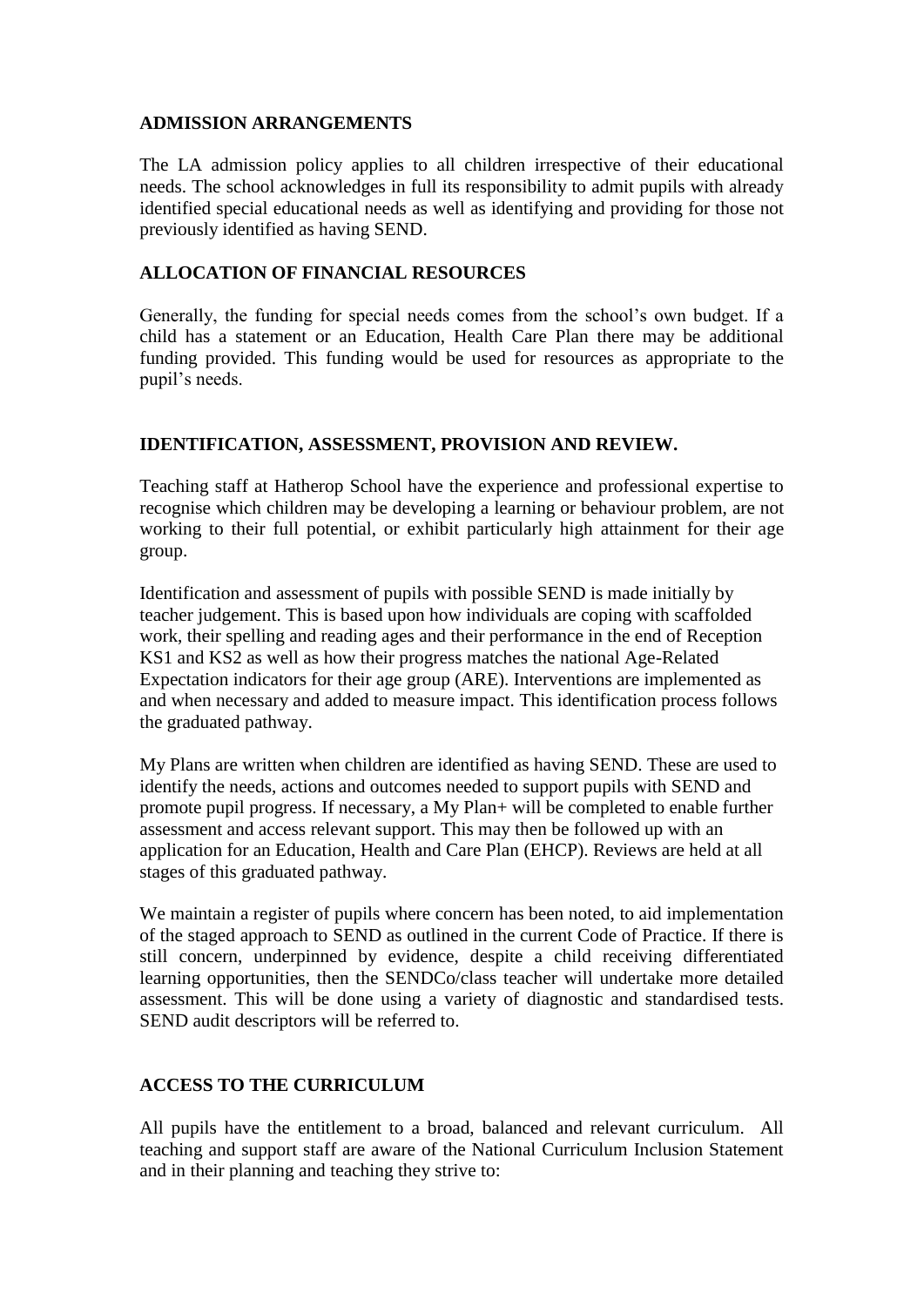## ADMISSION ARRANGEMENTS

The LA admission policy applies to all children irrespective of their educational needs. The school acknowledges in full its responsibility to admit pupils with already identified special educational needs as well as identifying and providing for those not previously identified as having SEND.

## ALLOCATION OF FINANCIAL RESOURCES

Generally, the funding for special needs comes from the school's own budget. If a child has a statement or an Education, Health Care Plan there may be additional funding provided. This funding would be used for resources as appropriate to the pupil's needs.

## IDENTIFICATION, ASSESSMENT, PROVISION AND REVIEW.

Teaching staff at Hatherop School have the experience and professional expertise to recognise which children may be developing a learning or behaviour problem, are not working to their full potential, or exhibit particularly high attainment for their age group.

Identification and assessment of pupils with possible SEND is made initially by teacher judgement. This is based upon how individuals are coping with scaffolded work, their spelling and reading ages and their performance in the end of Reception KS1 and KS2 as well as how their progress matches the national Age-Related Expectation indicators for their age group (ARE). Interventions are implemented as and when necessary and added to measure impact. This identification process follows the graduated pathway.

My Plans are written when children are identified as having SEND. These are used to identify the needs, actions and outcomes needed to support pupils with SEND and promote pupil progress. If necessary, a My Plan+ will be completed to enable further assessment and access relevant support. This may then be followed up with an application for an Education, Health and Care Plan (EHCP). Reviews are held at all stages of this graduated pathway.

We maintain a register of pupils where concern has been noted, to aid implementation of the staged approach to SEND as outlined in the current Code of Practice. If there is still concern, underpinned by evidence, despite a child receiving differentiated learning opportunities, then the SENDCo/class teacher will undertake more detailed assessment. This will be done using a variety of diagnostic and standardised tests. SEND audit descriptors will be referred to.

## ACCESS TO THE CURRICULUM

All pupils have the entitlement to a broad, balanced and relevant curriculum. All teaching and support staff are aware of the National Curriculum Inclusion Statement and in their planning and teaching they strive to: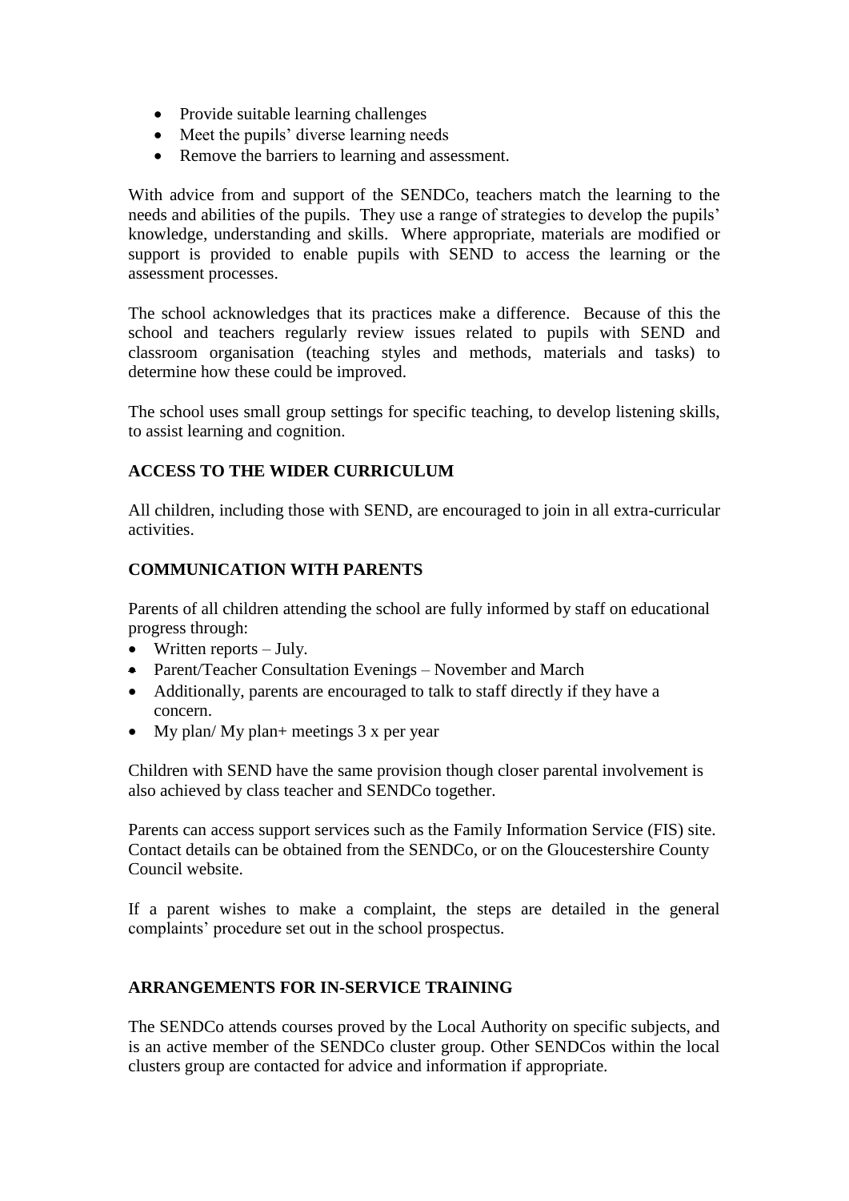- Provide suitable learning challenges
- Meet the pupils' diverse learning needs
- Remove the barriers to learning and assessment.

With advice from and support of the SENDCo, teachers match the learning to the needs and abilities of the pupils. They use a range of strategies to develop the pupils' knowledge, understanding and skills. Where appropriate, materials are modified or support is provided to enable pupils with SEND to access the learning or the assessment processes.

The school acknowledges that its practices make a difference. Because of this the school and teachers regularly review issues related to pupils with SEND and classroom organisation (teaching styles and methods, materials and tasks) to determine how these could be improved.

The school uses small group settings for specific teaching, to develop listening skills, to assist learning and cognition.

**ACCESS TO THE WIDER CURRICULUM**

All children, including those with SEND, are encouraged to join in all extra-curricular activities.

**COMMUNICATION WITH PARENTS**

Parents of all children attending the school are fully informed by staff on educational progress through:

- Written reports – July.
- Parent/Teacher Consultation Evenings – November and March
- Additionally, parents are encouraged to talk to staff directly if they have a concern.
- My plan/ My plan+ meetings 3 x per year

Children with SEND have the same provision though closer parental involvement is also achieved by class teacher and SENDCo together.

Parents can access support services such as the Family Information Service (FIS) site. Contact details can be obtained from the SENDCo, or on the Gloucestershire County Council website.

If a parent wishes to make a complaint, the steps are detailed in the general complaints' procedure set out in the school prospectus.

**ARRANGEMENTS FOR IN-SERVICE TRAINING**

The SENDCo attends courses proved by the Local Authority on specific subjects, and is an active member of the SENDCo cluster group. Other SENDCos within the local clusters group are contacted for advice and information if appropriate.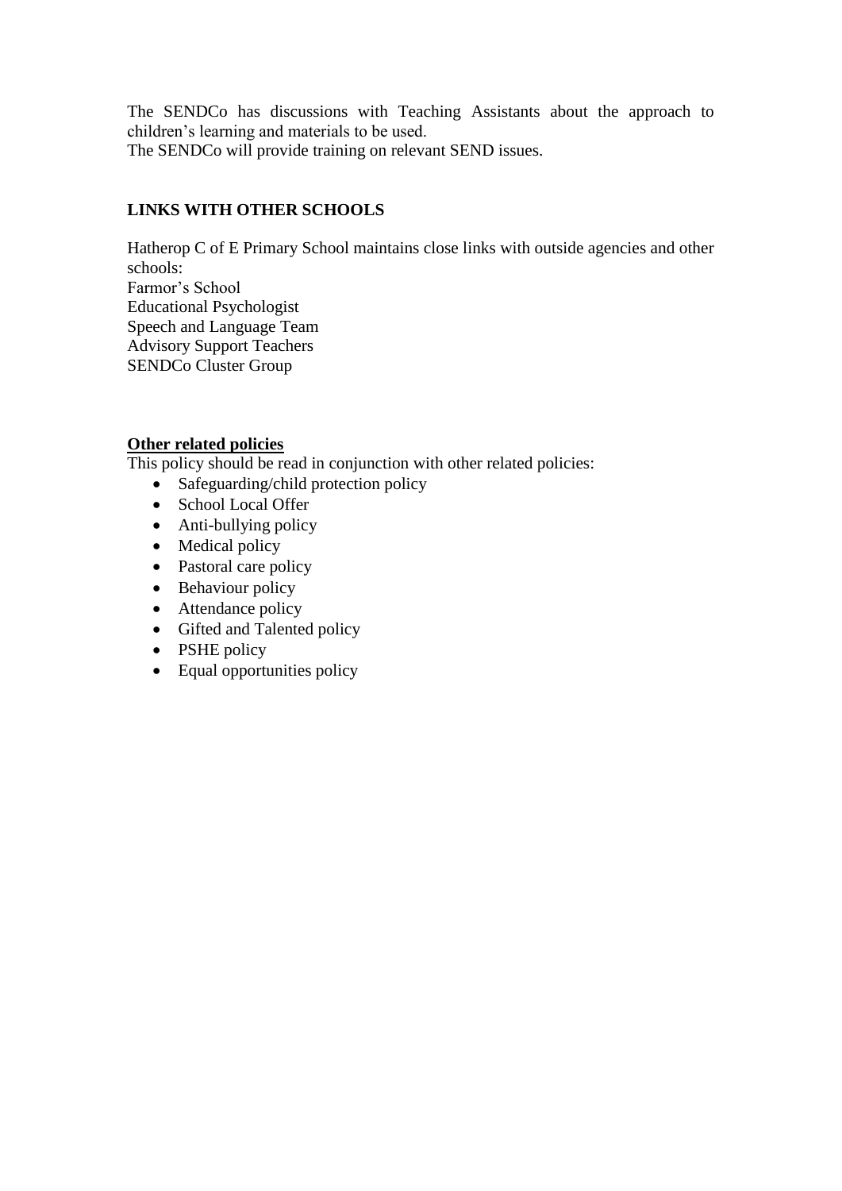The SENDCo has discussions with Teaching Assistants about the approach to children's learning and materials to be used.
The SENDCo will provide training on relevant SEND issues.

## LINKS WITH OTHER SCHOOLS

Hatherop C of E Primary School maintains close links with outside agencies and other schools:
Farmor's School
Educational Psychologist
Speech and Language Team
Advisory Support Teachers
SENDCo Cluster Group

### Other related policies

This policy should be read in conjunction with other related policies:

- Safeguarding/child protection policy
- School Local Offer
- Anti-bullying policy
- Medical policy
- Pastoral care policy
- Behaviour policy
- Attendance policy
- Gifted and Talented policy
- PSHE policy
- Equal opportunities policy